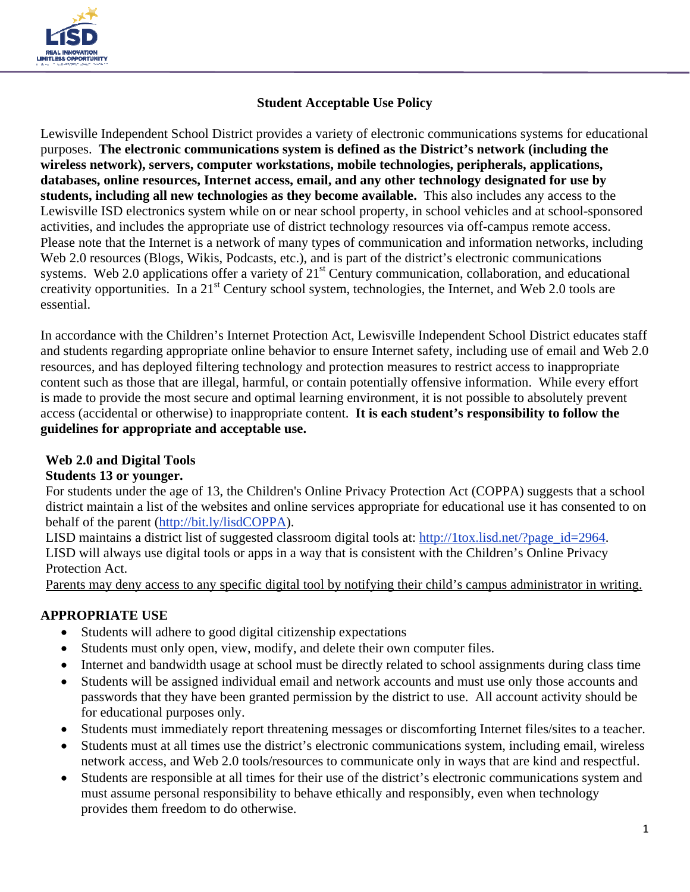# Student Acceptable Use Policy

Lewisville Independent School District provides a variety of electronic communications systems for educational purposes. **The electronic communications system is defined as the District's network (including the wireless network), servers, computer workstations, mobile technologies, peripherals, applications, databases, online resources, Internet access, email, and any other technology designated for use by students, including all new technologies as they become available.** This also includes any access to the Lewisville ISD electronics system while on or near school property, in school vehicles and at school-sponsored activities, and includes the appropriate use of district technology resources via off-campus remote access. Please note that the Internet is a network of many types of communication and information networks, including Web 2.0 resources (Blogs, Wikis, Podcasts, etc.), and is part of the district's electronic communications systems. Web 2.0 applications offer a variety of 21st Century communication, collaboration, and educational creativity opportunities. In a 21st Century school system, technologies, the Internet, and Web 2.0 tools are essential.

In accordance with the Children's Internet Protection Act, Lewisville Independent School District educates staff and students regarding appropriate online behavior to ensure Internet safety, including use of email and Web 2.0 resources, and has deployed filtering technology and protection measures to restrict access to inappropriate content such as those that are illegal, harmful, or contain potentially offensive information. While every effort is made to provide the most secure and optimal learning environment, it is not possible to absolutely prevent access (accidental or otherwise) to inappropriate content. **It is each student's responsibility to follow the guidelines for appropriate and acceptable use.**

**Web 2.0 and Digital Tools**
**Students 13 or younger.**
For students under the age of 13, the Children's Online Privacy Protection Act (COPPA) suggests that a school district maintain a list of the websites and online services appropriate for educational use it has consented to on behalf of the parent (http://bit.ly/lisdCOPPA).
LISD maintains a district list of suggested classroom digital tools at: http://1tox.lisd.net/?page_id=2964.
LISD will always use digital tools or apps in a way that is consistent with the Children's Online Privacy Protection Act.
Parents may deny access to any specific digital tool by notifying their child's campus administrator in writing.

## APPROPRIATE USE

- Students will adhere to good digital citizenship expectations
- Students must only open, view, modify, and delete their own computer files.
- Internet and bandwidth usage at school must be directly related to school assignments during class time
- Students will be assigned individual email and network accounts and must use only those accounts and passwords that they have been granted permission by the district to use. All account activity should be for educational purposes only.
- Students must immediately report threatening messages or discomforting Internet files/sites to a teacher.
- Students must at all times use the district's electronic communications system, including email, wireless network access, and Web 2.0 tools/resources to communicate only in ways that are kind and respectful.
- Students are responsible at all times for their use of the district's electronic communications system and must assume personal responsibility to behave ethically and responsibly, even when technology provides them freedom to do otherwise.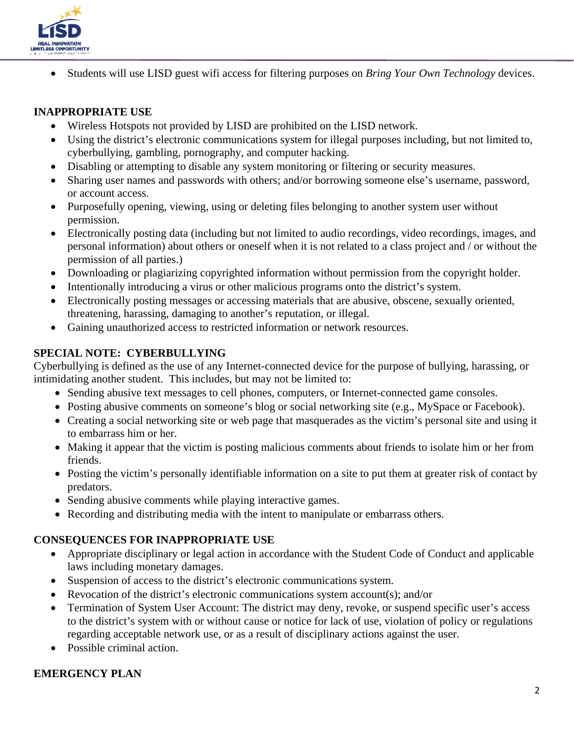- Students will use LISD guest wifi access for filtering purposes on *Bring Your Own Technology* devices.

**INAPPROPRIATE USE**

- Wireless Hotspots not provided by LISD are prohibited on the LISD network.
- Using the district's electronic communications system for illegal purposes including, but not limited to, cyberbullying, gambling, pornography, and computer hacking.
- Disabling or attempting to disable any system monitoring or filtering or security measures.
- Sharing user names and passwords with others; and/or borrowing someone else's username, password, or account access.
- Purposefully opening, viewing, using or deleting files belonging to another system user without permission.
- Electronically posting data (including but not limited to audio recordings, video recordings, images, and personal information) about others or oneself when it is not related to a class project and / or without the permission of all parties.)
- Downloading or plagiarizing copyrighted information without permission from the copyright holder.
- Intentionally introducing a virus or other malicious programs onto the district's system.
- Electronically posting messages or accessing materials that are abusive, obscene, sexually oriented, threatening, harassing, damaging to another's reputation, or illegal.
- Gaining unauthorized access to restricted information or network resources.

**SPECIAL NOTE: CYBERBULLYING**

Cyberbullying is defined as the use of any Internet-connected device for the purpose of bullying, harassing, or intimidating another student. This includes, but may not be limited to:

- Sending abusive text messages to cell phones, computers, or Internet-connected game consoles.
- Posting abusive comments on someone's blog or social networking site (e.g., MySpace or Facebook).
- Creating a social networking site or web page that masquerades as the victim's personal site and using it to embarrass him or her.
- Making it appear that the victim is posting malicious comments about friends to isolate him or her from friends.
- Posting the victim's personally identifiable information on a site to put them at greater risk of contact by predators.
- Sending abusive comments while playing interactive games.
- Recording and distributing media with the intent to manipulate or embarrass others.

**CONSEQUENCES FOR INAPPROPRIATE USE**

- Appropriate disciplinary or legal action in accordance with the Student Code of Conduct and applicable laws including monetary damages.
- Suspension of access to the district's electronic communications system.
- Revocation of the district's electronic communications system account(s); and/or
- Termination of System User Account: The district may deny, revoke, or suspend specific user's access to the district's system with or without cause or notice for lack of use, violation of policy or regulations regarding acceptable network use, or as a result of disciplinary actions against the user.
- Possible criminal action.

**EMERGENCY PLAN**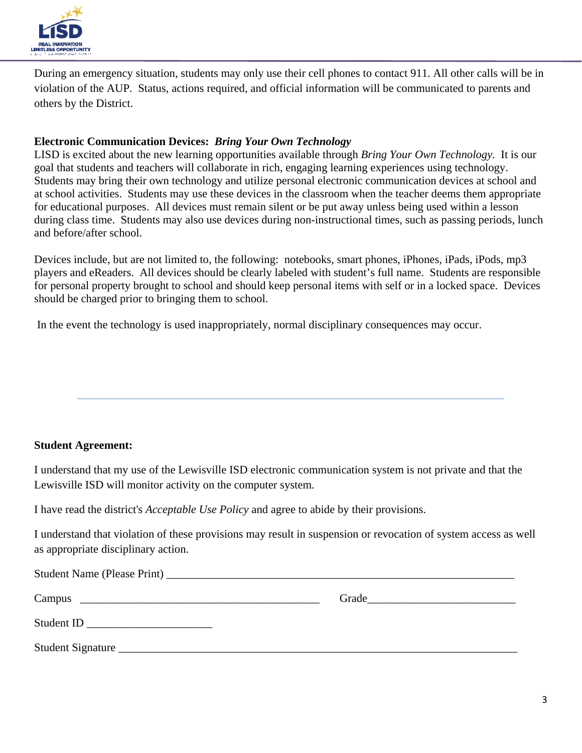During an emergency situation, students may only use their cell phones to contact 911. All other calls will be in violation of the AUP. Status, actions required, and official information will be communicated to parents and others by the District.

**Electronic Communication Devices:** ***Bring Your Own Technology***

LISD is excited about the new learning opportunities available through *Bring Your Own Technology.* It is our goal that students and teachers will collaborate in rich, engaging learning experiences using technology. Students may bring their own technology and utilize personal electronic communication devices at school and at school activities. Students may use these devices in the classroom when the teacher deems them appropriate for educational purposes. All devices must remain silent or be put away unless being used within a lesson during class time. Students may also use devices during non-instructional times, such as passing periods, lunch and before/after school.

Devices include, but are not limited to, the following: notebooks, smart phones, iPhones, iPads, iPods, mp3 players and eReaders. All devices should be clearly labeled with student's full name. Students are responsible for personal property brought to school and should keep personal items with self or in a locked space. Devices should be charged prior to bringing them to school.

In the event the technology is used inappropriately, normal disciplinary consequences may occur.

---

**Student Agreement:**

I understand that my use of the Lewisville ISD electronic communication system is not private and that the Lewisville ISD will monitor activity on the computer system.

I have read the district's *Acceptable Use Policy* and agree to abide by their provisions.

I understand that violation of these provisions may result in suspension or revocation of system access as well as appropriate disciplinary action.

Student Name (Please Print) ______________________________________________________________

Campus ___________________________________________ Grade__________________________

Student ID ______________________

Student Signature ________________________________________________________________________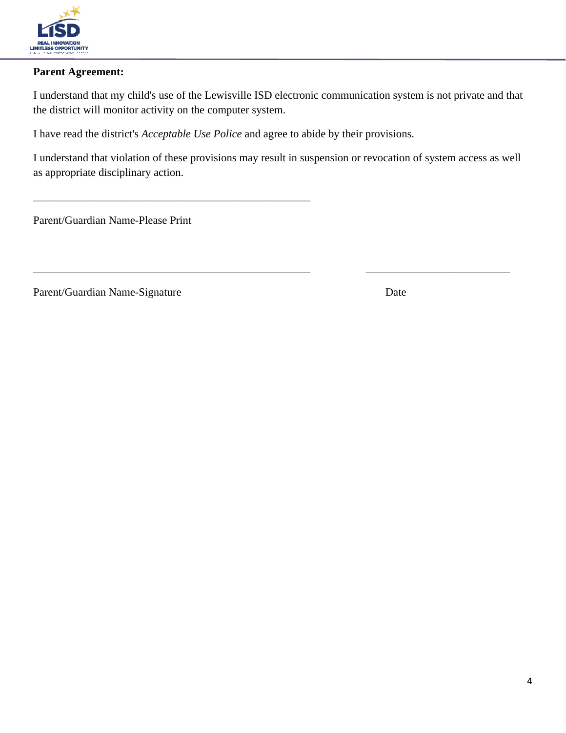**Parent Agreement:**

I understand that my child's use of the Lewisville ISD electronic communication system is not private and that the district will monitor activity on the computer system.

I have read the district's *Acceptable Use Police* and agree to abide by their provisions.

I understand that violation of these provisions may result in suspension or revocation of system access as well as appropriate disciplinary action.

______________________________________________________

Parent/Guardian Name-Please Print

______________________________________________________ ____________________________

Parent/Guardian Name-Signature Date